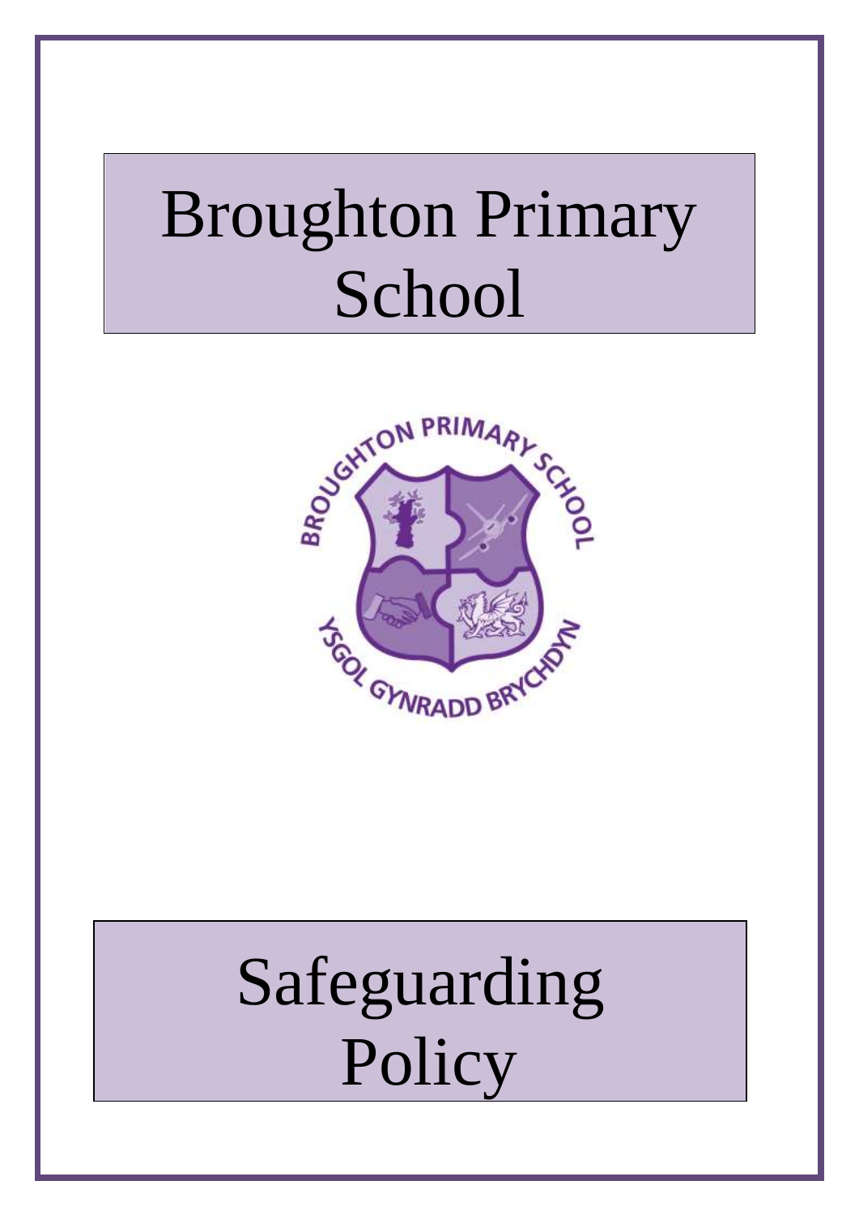# Broughton Primary School

# Safeguarding Policy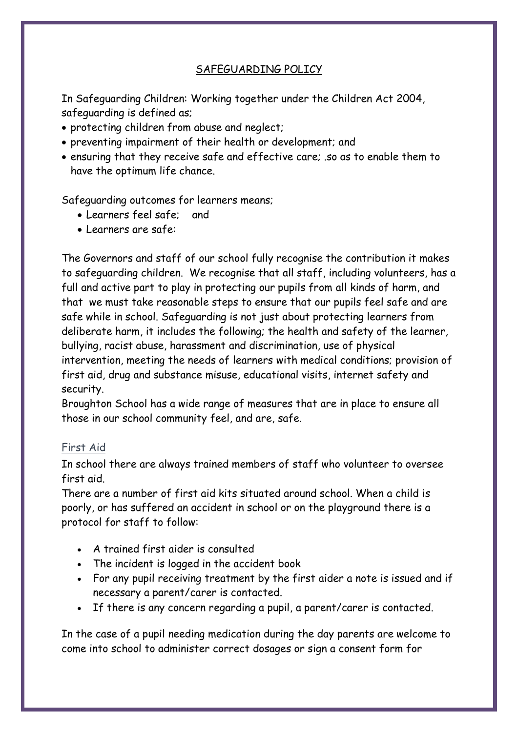# SAFEGUARDING POLICY

In Safeguarding Children: Working together under the Children Act 2004, safeguarding is defined as;

- protecting children from abuse and neglect;
- preventing impairment of their health or development; and
- ensuring that they receive safe and effective care; .so as to enable them to have the optimum life chance.

Safeguarding outcomes for learners means;

- Learners feel safe; and
- Learners are safe:

The Governors and staff of our school fully recognise the contribution it makes to safeguarding children. We recognise that all staff, including volunteers, has a full and active part to play in protecting our pupils from all kinds of harm, and that we must take reasonable steps to ensure that our pupils feel safe and are safe while in school. Safeguarding is not just about protecting learners from deliberate harm, it includes the following; the health and safety of the learner, bullying, racist abuse, harassment and discrimination, use of physical intervention, meeting the needs of learners with medical conditions; provision of first aid, drug and substance misuse, educational visits, internet safety and security.

Broughton School has a wide range of measures that are in place to ensure all those in our school community feel, and are, safe.

## First Aid

In school there are always trained members of staff who volunteer to oversee first aid.

There are a number of first aid kits situated around school. When a child is poorly, or has suffered an accident in school or on the playground there is a protocol for staff to follow:

- A trained first aider is consulted
- The incident is logged in the accident book
- For any pupil receiving treatment by the first aider a note is issued and if necessary a parent/carer is contacted.
- If there is any concern regarding a pupil, a parent/carer is contacted.

In the case of a pupil needing medication during the day parents are welcome to come into school to administer correct dosages or sign a consent form for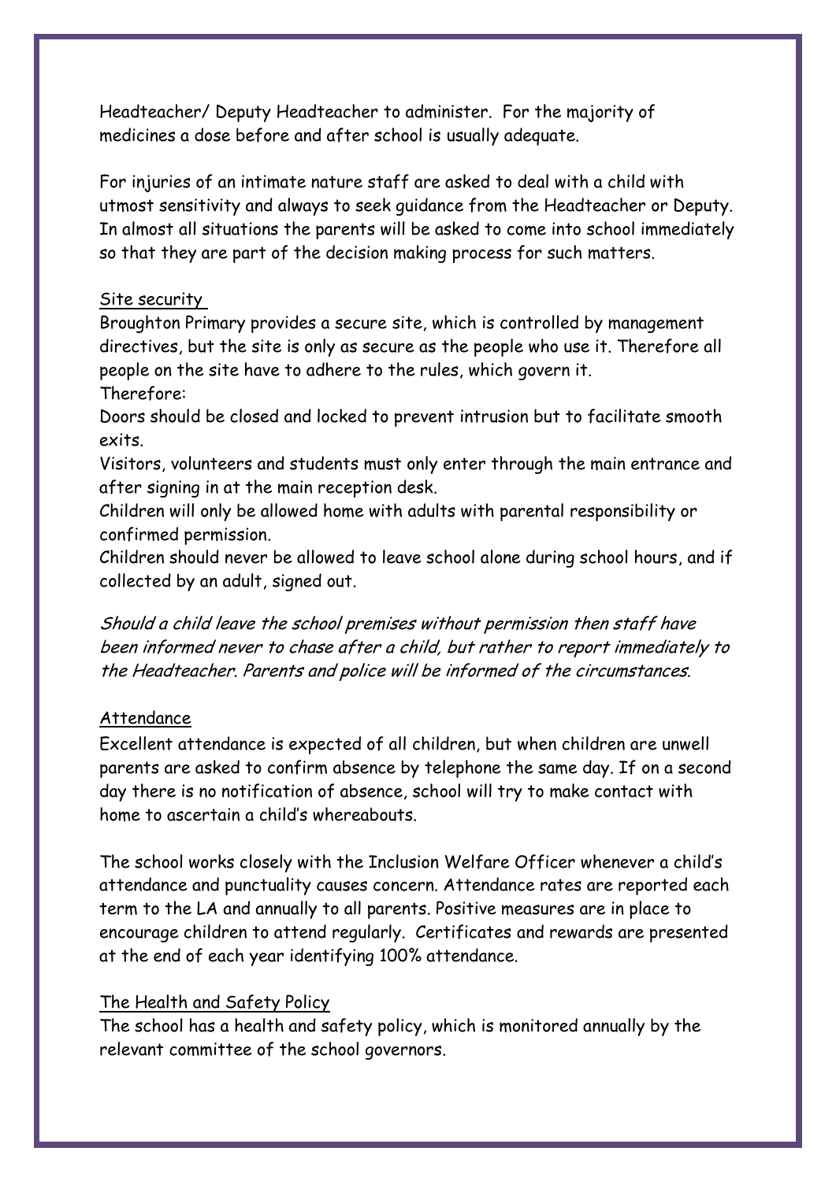Headteacher/ Deputy Headteacher to administer. For the majority of medicines a dose before and after school is usually adequate.

For injuries of an intimate nature staff are asked to deal with a child with utmost sensitivity and always to seek guidance from the Headteacher or Deputy. In almost all situations the parents will be asked to come into school immediately so that they are part of the decision making process for such matters.

## Site security

Broughton Primary provides a secure site, which is controlled by management directives, but the site is only as secure as the people who use it. Therefore all people on the site have to adhere to the rules, which govern it.

Therefore:

Doors should be closed and locked to prevent intrusion but to facilitate smooth exits.

Visitors, volunteers and students must only enter through the main entrance and after signing in at the main reception desk.

Children will only be allowed home with adults with parental responsibility or confirmed permission.

Children should never be allowed to leave school alone during school hours, and if collected by an adult, signed out.

*Should a child leave the school premises without permission then staff have been informed never to chase after a child, but rather to report immediately to the Headteacher. Parents and police will be informed of the circumstances.*

## Attendance

Excellent attendance is expected of all children, but when children are unwell parents are asked to confirm absence by telephone the same day. If on a second day there is no notification of absence, school will try to make contact with home to ascertain a child's whereabouts.

The school works closely with the Inclusion Welfare Officer whenever a child's attendance and punctuality causes concern. Attendance rates are reported each term to the LA and annually to all parents. Positive measures are in place to encourage children to attend regularly. Certificates and rewards are presented at the end of each year identifying 100% attendance.

## The Health and Safety Policy

The school has a health and safety policy, which is monitored annually by the relevant committee of the school governors.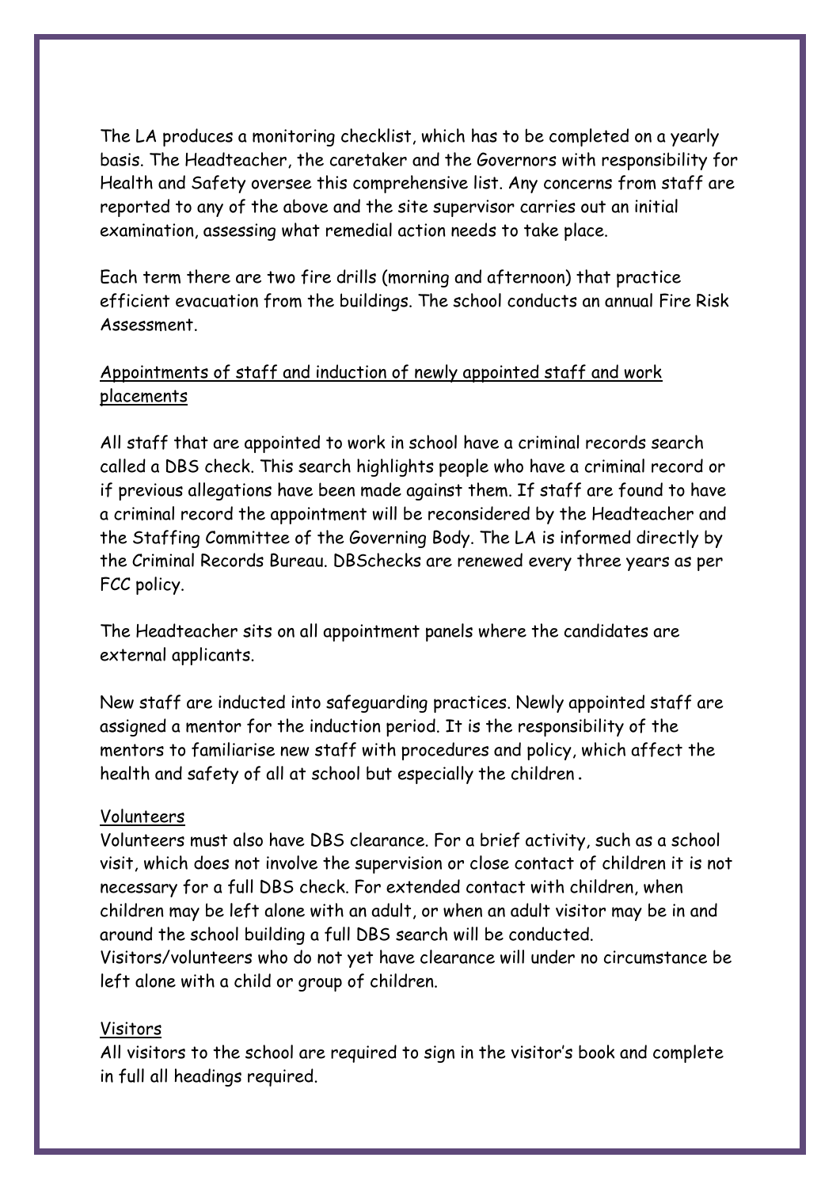The LA produces a monitoring checklist, which has to be completed on a yearly basis. The Headteacher, the caretaker and the Governors with responsibility for Health and Safety oversee this comprehensive list. Any concerns from staff are reported to any of the above and the site supervisor carries out an initial examination, assessing what remedial action needs to take place.

Each term there are two fire drills (morning and afternoon) that practice efficient evacuation from the buildings. The school conducts an annual Fire Risk Assessment.

<u>Appointments of staff and induction of newly appointed staff and work placements</u>

All staff that are appointed to work in school have a criminal records search called a DBS check. This search highlights people who have a criminal record or if previous allegations have been made against them. If staff are found to have a criminal record the appointment will be reconsidered by the Headteacher and the Staffing Committee of the Governing Body. The LA is informed directly by the Criminal Records Bureau. DBSchecks are renewed every three years as per FCC policy.

The Headteacher sits on all appointment panels where the candidates are external applicants.

New staff are inducted into safeguarding practices. Newly appointed staff are assigned a mentor for the induction period. It is the responsibility of the mentors to familiarise new staff with procedures and policy, which affect the health and safety of all at school but especially the children.

<u>Volunteers</u>

Volunteers must also have DBS clearance. For a brief activity, such as a school visit, which does not involve the supervision or close contact of children it is not necessary for a full DBS check. For extended contact with children, when children may be left alone with an adult, or when an adult visitor may be in and around the school building a full DBS search will be conducted. Visitors/volunteers who do not yet have clearance will under no circumstance be left alone with a child or group of children.

<u>Visitors</u>

All visitors to the school are required to sign in the visitor's book and complete in full all headings required.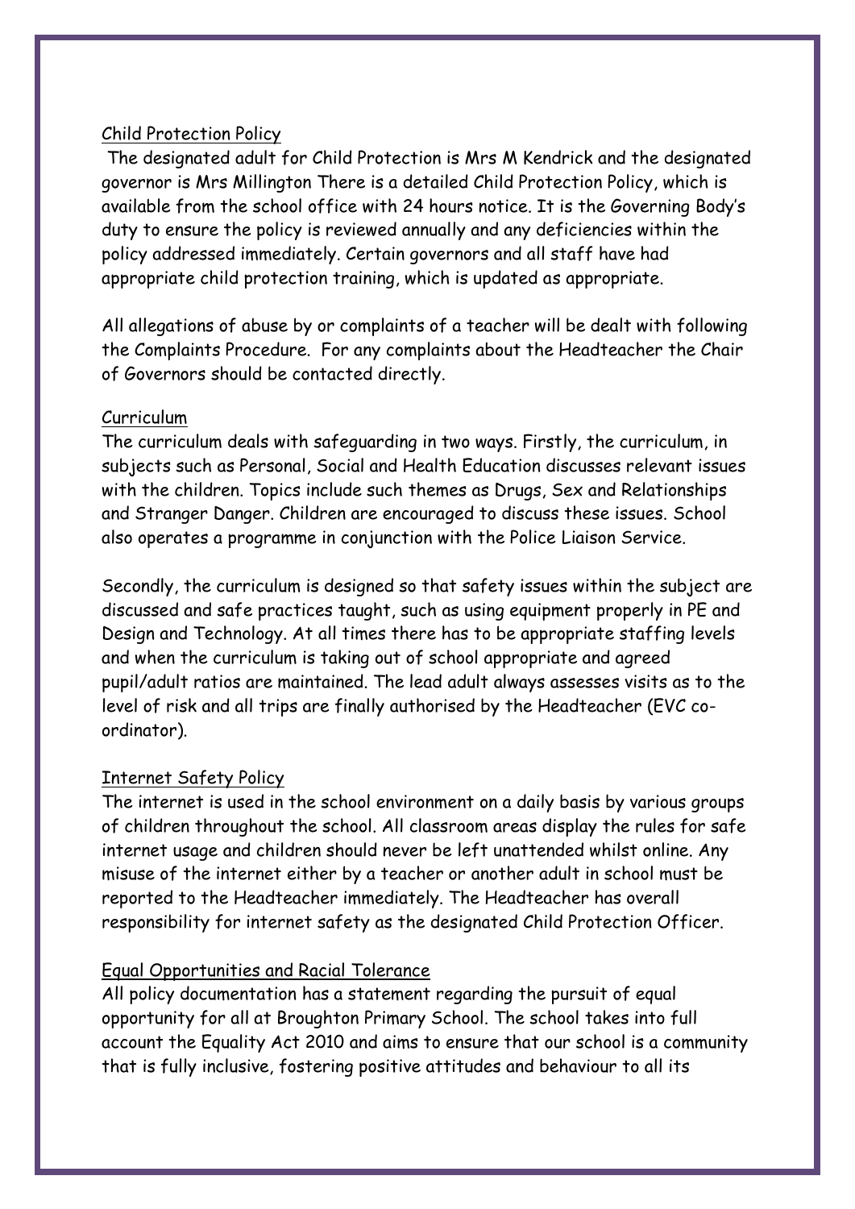## Child Protection Policy

The designated adult for Child Protection is Mrs M Kendrick and the designated governor is Mrs Millington There is a detailed Child Protection Policy, which is available from the school office with 24 hours notice. It is the Governing Body's duty to ensure the policy is reviewed annually and any deficiencies within the policy addressed immediately. Certain governors and all staff have had appropriate child protection training, which is updated as appropriate.

All allegations of abuse by or complaints of a teacher will be dealt with following the Complaints Procedure. For any complaints about the Headteacher the Chair of Governors should be contacted directly.

## Curriculum

The curriculum deals with safeguarding in two ways. Firstly, the curriculum, in subjects such as Personal, Social and Health Education discusses relevant issues with the children. Topics include such themes as Drugs, Sex and Relationships and Stranger Danger. Children are encouraged to discuss these issues. School also operates a programme in conjunction with the Police Liaison Service.

Secondly, the curriculum is designed so that safety issues within the subject are discussed and safe practices taught, such as using equipment properly in PE and Design and Technology. At all times there has to be appropriate staffing levels and when the curriculum is taking out of school appropriate and agreed pupil/adult ratios are maintained. The lead adult always assesses visits as to the level of risk and all trips are finally authorised by the Headteacher (EVC co-ordinator).

## Internet Safety Policy

The internet is used in the school environment on a daily basis by various groups of children throughout the school. All classroom areas display the rules for safe internet usage and children should never be left unattended whilst online. Any misuse of the internet either by a teacher or another adult in school must be reported to the Headteacher immediately. The Headteacher has overall responsibility for internet safety as the designated Child Protection Officer.

## Equal Opportunities and Racial Tolerance

All policy documentation has a statement regarding the pursuit of equal opportunity for all at Broughton Primary School. The school takes into full account the Equality Act 2010 and aims to ensure that our school is a community that is fully inclusive, fostering positive attitudes and behaviour to all its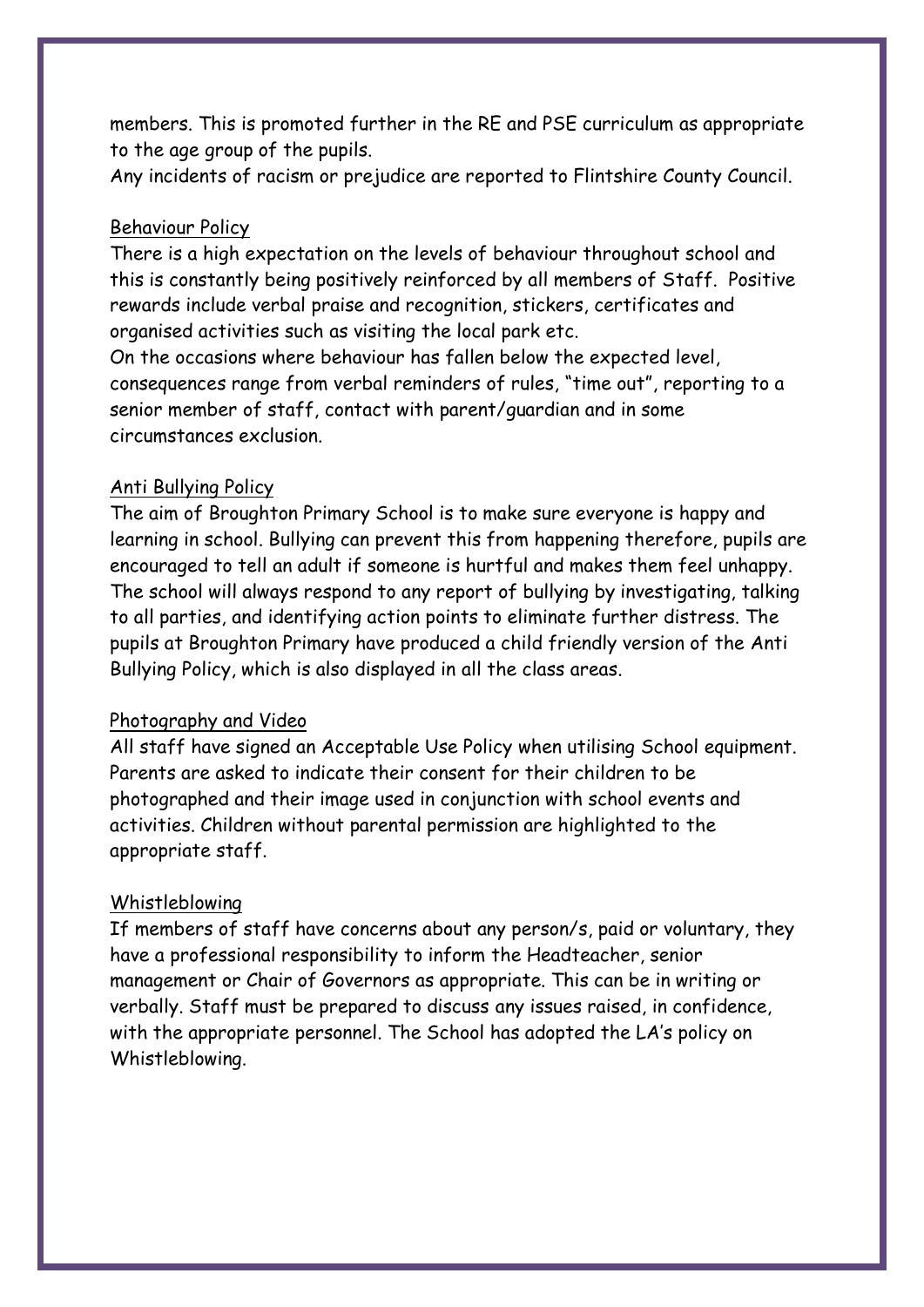members. This is promoted further in the RE and PSE curriculum as appropriate to the age group of the pupils.

Any incidents of racism or prejudice are reported to Flintshire County Council.

## Behaviour Policy

There is a high expectation on the levels of behaviour throughout school and this is constantly being positively reinforced by all members of Staff. Positive rewards include verbal praise and recognition, stickers, certificates and organised activities such as visiting the local park etc.

On the occasions where behaviour has fallen below the expected level, consequences range from verbal reminders of rules, "time out", reporting to a senior member of staff, contact with parent/guardian and in some circumstances exclusion.

## Anti Bullying Policy

The aim of Broughton Primary School is to make sure everyone is happy and learning in school. Bullying can prevent this from happening therefore, pupils are encouraged to tell an adult if someone is hurtful and makes them feel unhappy. The school will always respond to any report of bullying by investigating, talking to all parties, and identifying action points to eliminate further distress. The pupils at Broughton Primary have produced a child friendly version of the Anti Bullying Policy, which is also displayed in all the class areas.

## Photography and Video

All staff have signed an Acceptable Use Policy when utilising School equipment. Parents are asked to indicate their consent for their children to be photographed and their image used in conjunction with school events and activities. Children without parental permission are highlighted to the appropriate staff.

## Whistleblowing

If members of staff have concerns about any person/s, paid or voluntary, they have a professional responsibility to inform the Headteacher, senior management or Chair of Governors as appropriate. This can be in writing or verbally. Staff must be prepared to discuss any issues raised, in confidence, with the appropriate personnel. The School has adopted the LA's policy on Whistleblowing.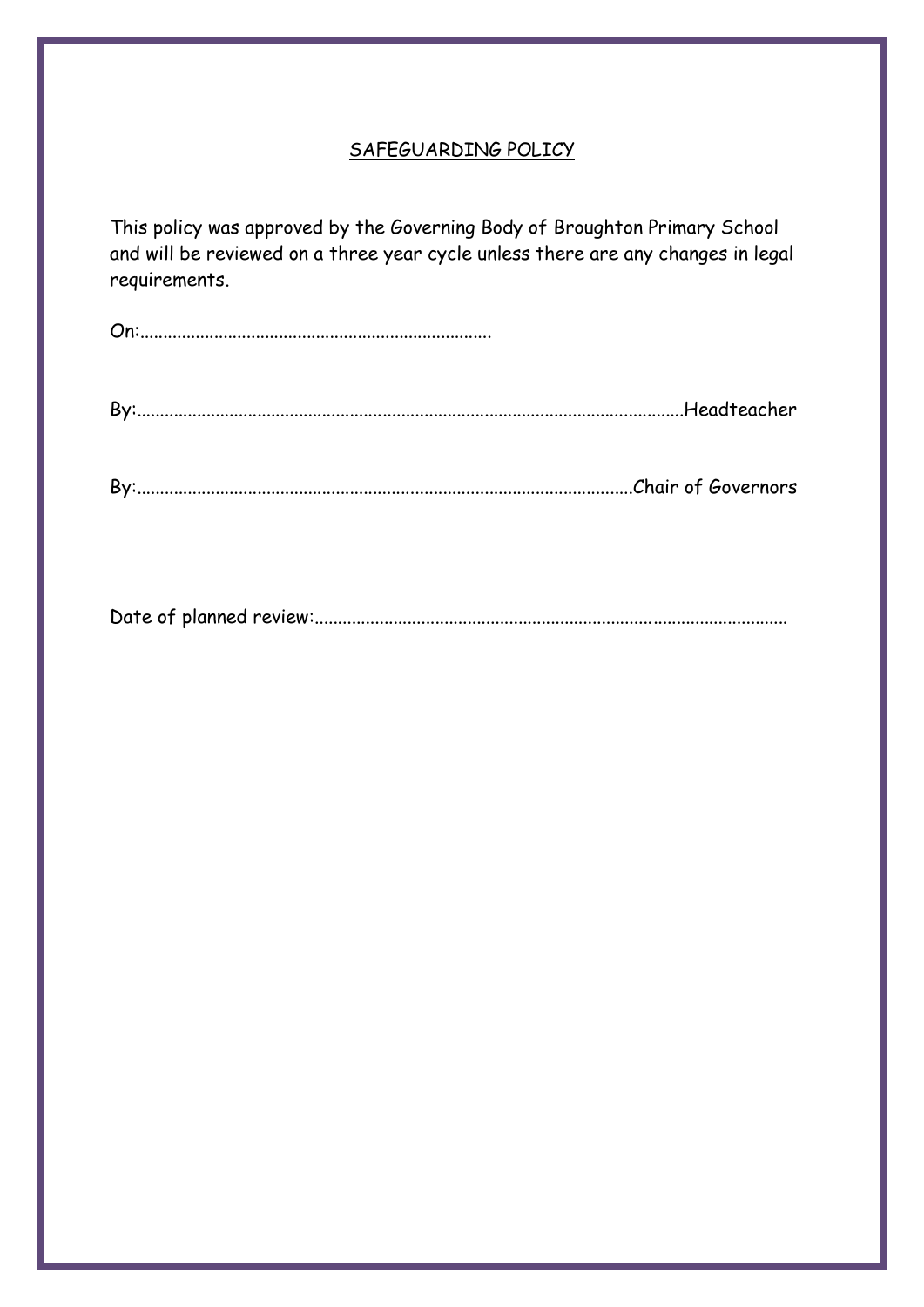## SAFEGUARDING POLICY

This policy was approved by the Governing Body of Broughton Primary School and will be reviewed on a three year cycle unless there are any changes in legal requirements.

On:…………………………………………………………………

By:………………………………………………………………………………………………………Headteacher

By:……………………………………………………………………………………………Chair of Governors

Date of planned review:…………………………………………………………………………………………